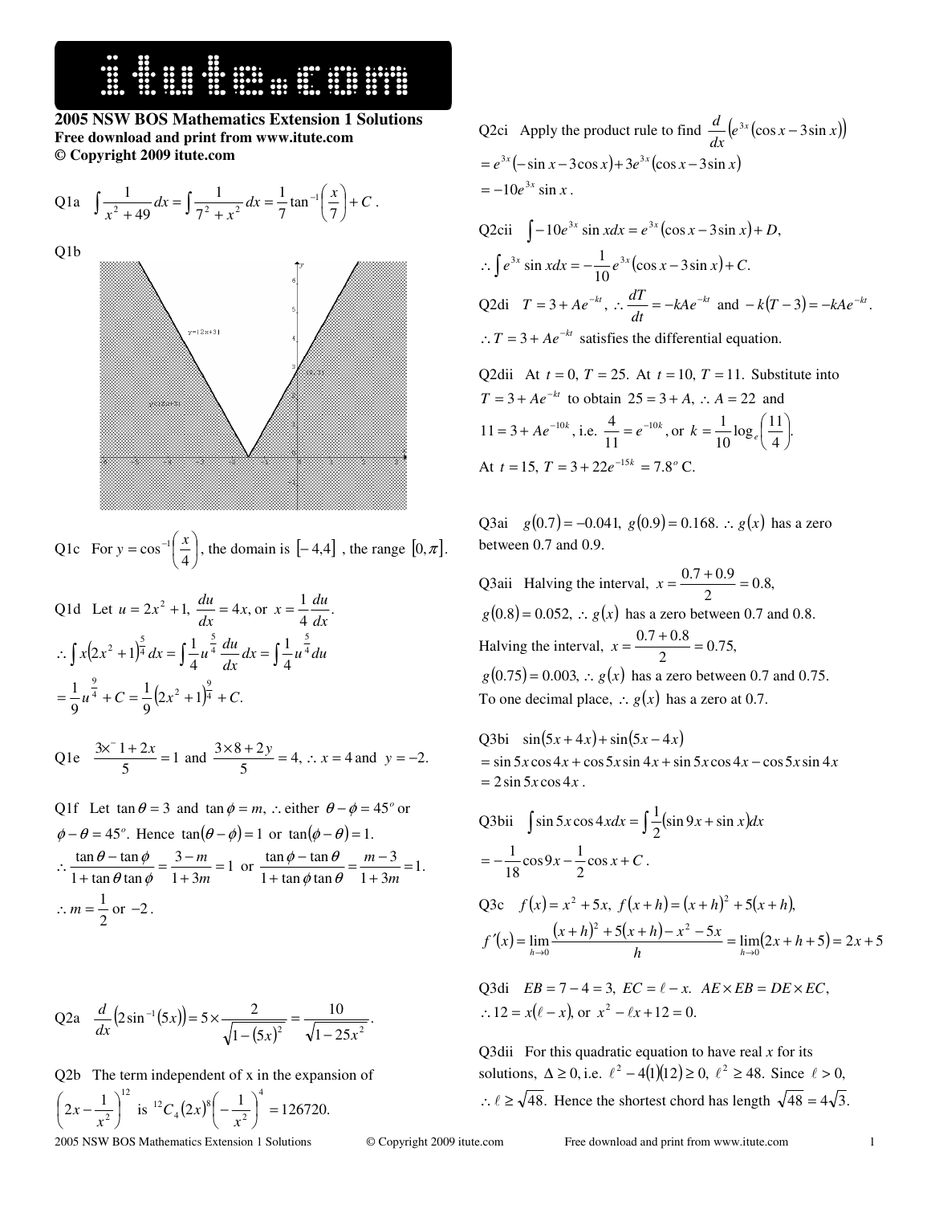**2005 NSW BOS Mathematics Extension 1 Solutions**
**Free download and print from www.itute.com**
**© Copyright 2009 itute.com**

Q1a $\int \frac{1}{x^2+49}dx = \int \frac{1}{7^2+x^2}dx = \frac{1}{7}\tan^{-1}\left(\frac{x}{7}\right)+C$.

Q1b

y=|2x+3|

y=|2x+3|

y=|2x+3|

Q1c For $y=\cos^{-1}\left(\frac{x}{4}\right)$, the domain is $[-4,4]$, the range $[0,\pi]$.

Q1d Let $u=2x^2+1$, $\frac{du}{dx}=4x$, or $x=\frac{1}{4}\frac{du}{dx}$.

$\therefore \int x\left(2x^2+1\right)^{\frac{5}{4}}dx = \int \frac{1}{4}u^{\frac{5}{4}}\frac{du}{dx}dx = \int \frac{1}{4}u^{\frac{5}{4}}du$

$=\frac{1}{9}u^{\frac{9}{4}}+C = \frac{1}{9}\left(2x^2+1\right)^{\frac{9}{4}}+C.$

Q1e $\frac{3\times^{-}1+2x}{5}=1$ and $\frac{3\times 8+2y}{5}=4$, $\therefore x=4$ and $y=-2$.

Q1f Let $\tan\theta=3$ and $\tan\phi=m$, $\therefore$ either $\theta-\phi=45^o$ or $\phi-\theta=45^o$. Hence $\tan(\theta-\phi)=1$ or $\tan(\phi-\theta)=1$.

$\therefore \frac{\tan\theta-\tan\phi}{1+\tan\theta\tan\phi}=\frac{3-m}{1+3m}=1$ or $\frac{\tan\phi-\tan\theta}{1+\tan\phi\tan\theta}=\frac{m-3}{1+3m}=1$.

$\therefore m=\frac{1}{2}$ or $-2$.

Q2a $\frac{d}{dx}\left(2\sin^{-1}(5x)\right)=5\times\frac{2}{\sqrt{1-(5x)^2}}=\frac{10}{\sqrt{1-25x^2}}$.

Q2b The term independent of x in the expansion of $\left(2x-\frac{1}{x^2}\right)^{12}$ is ${}^{12}C_4(2x)^8\left(-\frac{1}{x^2}\right)^4=126720$.

Q2ci Apply the product rule to find $\frac{d}{dx}\left(e^{3x}(\cos x-3\sin x)\right)$

$=e^{3x}(-\sin x-3\cos x)+3e^{3x}(\cos x-3\sin x)$

$=-10e^{3x}\sin x$.

Q2cii $\int -10e^{3x}\sin x dx = e^{3x}(\cos x-3\sin x)+D$,

$\therefore \int e^{3x}\sin x dx = -\frac{1}{10}e^{3x}(\cos x-3\sin x)+C$.

Q2di $T=3+Ae^{-kt}$, $\therefore \frac{dT}{dt}=-kAe^{-kt}$ and $-k(T-3)=-kAe^{-kt}$.

$\therefore T=3+Ae^{-kt}$ satisfies the differential equation.

Q2dii At $t=0$, $T=25$. At $t=10$, $T=11$. Substitute into $T=3+Ae^{-kt}$ to obtain $25=3+A$, $\therefore A=22$ and $11=3+Ae^{-10k}$, i.e. $\frac{4}{11}=e^{-10k}$, or $k=\frac{1}{10}\log_e\left(\frac{11}{4}\right)$.

At $t=15$, $T=3+22e^{-15k}=7.8^o$ C.

Q3ai $g(0.7)=-0.041$, $g(0.9)=0.168$. $\therefore g(x)$ has a zero between 0.7 and 0.9.

Q3aii Halving the interval, $x=\frac{0.7+0.9}{2}=0.8$,

$g(0.8)=0.052$, $\therefore g(x)$ has a zero between 0.7 and 0.8.

Halving the interval, $x=\frac{0.7+0.8}{2}=0.75$,

$g(0.75)=0.003$, $\therefore g(x)$ has a zero between 0.7 and 0.75.

To one decimal place, $\therefore g(x)$ has a zero at 0.7.

Q3bi $\sin(5x+4x)+\sin(5x-4x)$

$=\sin 5x\cos 4x+\cos 5x\sin 4x+\sin 5x\cos 4x-\cos 5x\sin 4x$

$=2\sin 5x\cos 4x$.

Q3bii $\int \sin 5x\cos 4x dx=\int \frac{1}{2}(\sin 9x+\sin x)dx$

$=-\frac{1}{18}\cos 9x-\frac{1}{2}\cos x+C$.

Q3c $f(x)=x^2+5x$, $f(x+h)=(x+h)^2+5(x+h)$,

$f'(x)=\lim_{h\to 0}\frac{(x+h)^2+5(x+h)-x^2-5x}{h}=\lim_{h\to 0}(2x+h+5)=2x+5$

Q3di $EB=7-4=3$, $EC=\ell-x$. $AE\times EB=DE\times EC$,

$\therefore 12=x(\ell-x)$, or $x^2-\ell x+12=0$.

Q3dii For this quadratic equation to have real $x$ for its solutions, $\Delta\geq 0$, i.e. $\ell^2-4(1)(12)\geq 0$, $\ell^2\geq 48$. Since $\ell>0$, $\therefore \ell\geq\sqrt{48}$. Hence the shortest chord has length $\sqrt{48}=4\sqrt{3}$.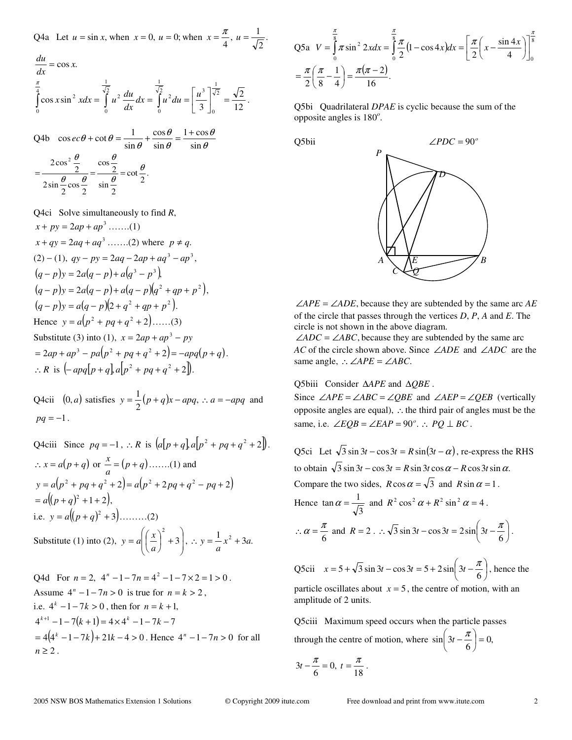Q4a Let $u = \sin x$, when $x = 0$, $u = 0$; when $x = \frac{\pi}{4}$, $u = \frac{1}{\sqrt{2}}$.

$\frac{du}{dx} = \cos x$.

$$\int_0^{\frac{\pi}{4}} \cos x \sin^2 x dx = \int_0^{\frac{1}{\sqrt{2}}} u^2 \frac{du}{dx} dx = \int_0^{\frac{1}{\sqrt{2}}} u^2 du = \left[\frac{u^3}{3}\right]_0^{\frac{1}{\sqrt{2}}} = \frac{\sqrt{2}}{12}.$$

Q4b $\operatorname{cosec}\theta + \cot\theta = \frac{1}{\sin\theta} + \frac{\cos\theta}{\sin\theta} = \frac{1+\cos\theta}{\sin\theta}$

$$= \frac{2\cos^2\frac{\theta}{2}}{2\sin\frac{\theta}{2}\cos\frac{\theta}{2}} = \frac{\cos\frac{\theta}{2}}{\sin\frac{\theta}{2}} = \cot\frac{\theta}{2}.$$

Q4ci Solve simultaneously to find $R$,

$x + py = 2ap + ap^3$ …….(1)

$x + qy = 2aq + aq^3$ …….(2) where $p \neq q$.

(2) − (1), $qy - py = 2aq - 2ap + aq^3 - ap^3$,

$(q-p)y = 2a(q-p) + a(q^3 - p^3)$,

$(q-p)y = 2a(q-p) + a(q-p)(q^2 + qp + p^2)$,

$(q-p)y = a(q-p)(2 + q^2 + qp + p^2)$.

Hence $y = a(p^2 + pq + q^2 + 2)$……(3)

Substitute (3) into (1), $x = 2ap + ap^3 - py$

$= 2ap + ap^3 - pa(p^2 + pq + q^2 + 2) = -apq(p+q)$.

$\therefore R$ is $(-apq[p+q], a[p^2 + pq + q^2 + 2])$.

Q4cii $(0, a)$ satisfies $y = \frac{1}{2}(p+q)x - apq$, $\therefore a = -apq$ and $pq = -1$.

Q4ciii Since $pq = -1$, $\therefore R$ is $(a[p+q], a[p^2 + pq + q^2 + 2])$.

$\therefore x = a(p+q)$ or $\frac{x}{a} = (p+q)$…….(1) and

$y = a(p^2 + pq + q^2 + 2) = a(p^2 + 2pq + q^2 - pq + 2)$

$= a((p+q)^2 + 1 + 2)$,

i.e. $y = a((p+q)^2 + 3)$………(2)

Substitute (1) into (2), $y = a\left(\left(\frac{x}{a}\right)^2 + 3\right)$, $\therefore y = \frac{1}{a}x^2 + 3a$.

Q4d For $n = 2$, $4^n - 1 - 7n = 4^2 - 1 - 7\times 2 = 1 > 0$.

Assume $4^n - 1 - 7n > 0$ is true for $n = k > 2$,

i.e. $4^k - 1 - 7k > 0$, then for $n = k + 1$,

$4^{k+1} - 1 - 7(k+1) = 4\times 4^k - 1 - 7k - 7$

$= 4(4^k - 1 - 7k) + 21k - 4 > 0$. Hence $4^n - 1 - 7n > 0$ for all $n \geq 2$.

Q5a $V = \int_0^{\frac{\pi}{8}} \pi \sin^2 2x dx = \int_0^{\frac{\pi}{8}} \frac{\pi}{2}(1 - \cos 4x) dx = \left[\frac{\pi}{2}\left(x - \frac{\sin 4x}{4}\right)\right]_0^{\frac{\pi}{8}}$

$= \frac{\pi}{2}\left(\frac{\pi}{8} - \frac{1}{4}\right) = \frac{\pi(\pi - 2)}{16}$.

Q5bi Quadrilateral $DPAE$ is cyclic because the sum of the opposite angles is $180^o$.

Q5bii $\angle PDC = 90^o$

P

D

A E B

C Q

$\angle APE = \angle ADE$, because they are subtended by the same arc $AE$ of the circle that passes through the vertices $D$, $P$, $A$ and $E$. The circle is not shown in the above diagram.

$\angle ADC = \angle ABC$, because they are subtended by the same arc $AC$ of the circle shown above. Since $\angle ADE$ and $\angle ADC$ are the same angle, $\therefore \angle APE = \angle ABC$.

Q5biii Consider $\Delta APE$ and $\Delta QBE$.

Since $\angle APE = \angle ABC = \angle QBE$ and $\angle AEP = \angle QEB$ (vertically opposite angles are equal), $\therefore$ the third pair of angles must be the same, i.e. $\angle EQB = \angle EAP = 90^o$. $\therefore PQ \perp BC$.

Q5ci Let $\sqrt{3}\sin 3t - \cos 3t = R\sin(3t - \alpha)$, re-express the RHS to obtain $\sqrt{3}\sin 3t - \cos 3t = R\sin 3t\cos\alpha - R\cos 3t\sin\alpha$.

Compare the two sides, $R\cos\alpha = \sqrt{3}$ and $R\sin\alpha = 1$.

Hence $\tan\alpha = \frac{1}{\sqrt{3}}$ and $R^2\cos^2\alpha + R^2\sin^2\alpha = 4$.

$\therefore \alpha = \frac{\pi}{6}$ and $R = 2$. $\therefore \sqrt{3}\sin 3t - \cos 3t = 2\sin\left(3t - \frac{\pi}{6}\right)$.

Q5cii $x = 5 + \sqrt{3}\sin 3t - \cos 3t = 5 + 2\sin\left(3t - \frac{\pi}{6}\right)$, hence the particle oscillates about $x = 5$, the centre of motion, with an amplitude of 2 units.

Q5ciii Maximum speed occurs when the particle passes through the centre of motion, where $\sin\left(3t - \frac{\pi}{6}\right) = 0$,

$3t - \frac{\pi}{6} = 0$, $t = \frac{\pi}{18}$.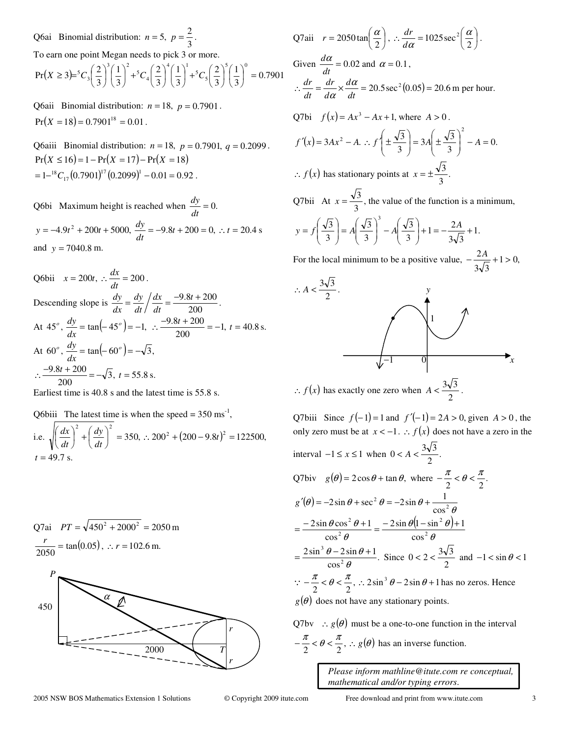Q6ai Binomial distribution: $n = 5,\ p = \frac{2}{3}$.

To earn one point Megan needs to pick 3 or more.

$\Pr(X \geq 3) = {}^5C_3\left(\frac{2}{3}\right)^3\left(\frac{1}{3}\right)^2 + {}^5C_4\left(\frac{2}{3}\right)^4\left(\frac{1}{3}\right)^1 + {}^5C_5\left(\frac{2}{3}\right)^5\left(\frac{1}{3}\right)^0 = 0.7901$

Q6aii Binomial distribution: $n = 18,\ p = 0.7901$.

$\Pr(X = 18) = 0.7901^{18} = 0.01$.

Q6aiii Binomial distribution: $n = 18,\ p = 0.7901,\ q = 0.2099$.

$\Pr(X \leq 16) = 1 - \Pr(X = 17) - \Pr(X = 18)$

$= 1 - {}^{18}C_{17}(0.7901)^{17}(0.2099)^1 - 0.01 = 0.92$.

Q6bi Maximum height is reached when $\frac{dy}{dt} = 0$.

$y = -4.9t^2 + 200t + 5000,\ \frac{dy}{dt} = -9.8t + 200 = 0,\ \therefore t = 20.4$ s

and $y = 7040.8$ m.

Q6bii $x = 200t,\ \therefore \frac{dx}{dt} = 200$.

Descending slope is $\frac{dy}{dx} = \frac{dy}{dt}\bigg/\frac{dx}{dt} = \frac{-9.8t + 200}{200}$.

At $45^o$, $\frac{dy}{dx} = \tan(-45^o) = -1,\ \therefore \frac{-9.8t + 200}{200} = -1,\ t = 40.8$ s.

At $60^o$, $\frac{dy}{dx} = \tan(-60^o) = -\sqrt{3}$,

$\therefore \frac{-9.8t + 200}{200} = -\sqrt{3},\ t = 55.8$ s.

Earliest time is 40.8 s and the latest time is 55.8 s.

Q6biii The latest time is when the speed = 350 ms$^{-1}$,

i.e. $\sqrt{\left(\frac{dx}{dt}\right)^2 + \left(\frac{dy}{dt}\right)^2} = 350,\ \therefore 200^2 + (200 - 9.8t)^2 = 122500$,

$t = 49.7$ s.

Q7ai $PT = \sqrt{450^2 + 2000^2} = 2050$ m

$\frac{r}{2050} = \tan(0.05),\ \therefore r = 102.6$ m.

P
450
$\alpha$
2000
T
r
r

Q7aii $r = 2050\tan\left(\frac{\alpha}{2}\right),\ \therefore \frac{dr}{d\alpha} = 1025\sec^2\left(\frac{\alpha}{2}\right)$.

Given $\frac{d\alpha}{dt} = 0.02$ and $\alpha = 0.1$,

$\therefore \frac{dr}{dt} = \frac{dr}{d\alpha} \times \frac{d\alpha}{dt} = 20.5\sec^2(0.05) = 20.6$ m per hour.

Q7bi $f(x) = Ax^3 - Ax + 1$, where $A > 0$.

$f'(x) = 3Ax^2 - A.\ \therefore f'\left(\pm\frac{\sqrt{3}}{3}\right) = 3A\left(\pm\frac{\sqrt{3}}{3}\right)^2 - A = 0.$

$\therefore f(x)$ has stationary points at $x = \pm\frac{\sqrt{3}}{3}$.

Q7bii At $x = \frac{\sqrt{3}}{3}$, the value of the function is a minimum,

$y = f\left(\frac{\sqrt{3}}{3}\right) = A\left(\frac{\sqrt{3}}{3}\right)^3 - A\left(\frac{\sqrt{3}}{3}\right) + 1 = -\frac{2A}{3\sqrt{3}} + 1.$

For the local minimum to be a positive value, $-\frac{2A}{3\sqrt{3}} + 1 > 0$,

$\therefore A < \frac{3\sqrt{3}}{2}$.

y
1
−1
0
x

$\therefore f(x)$ has exactly one zero when $A < \frac{3\sqrt{3}}{2}$.

Q7biii Since $f(-1) = 1$ and $f'(-1) = 2A > 0$, given $A > 0$, the only zero must be at $x < -1$. $\therefore f(x)$ does not have a zero in the interval $-1 \leq x \leq 1$ when $0 < A < \frac{3\sqrt{3}}{2}$.

Q7biv $g(\theta) = 2\cos\theta + \tan\theta$, where $-\frac{\pi}{2} < \theta < \frac{\pi}{2}$.

$g'(\theta) = -2\sin\theta + \sec^2\theta = -2\sin\theta + \frac{1}{\cos^2\theta}$

$= \frac{-2\sin\theta\cos^2\theta + 1}{\cos^2\theta} = \frac{-2\sin\theta(1 - \sin^2\theta) + 1}{\cos^2\theta}$

$= \frac{2\sin^3\theta - 2\sin\theta + 1}{\cos^2\theta}$. Since $0 < 2 < \frac{3\sqrt{3}}{2}$ and $-1 < \sin\theta < 1$

$\because -\frac{\pi}{2} < \theta < \frac{\pi}{2},\ \therefore 2\sin^3\theta - 2\sin\theta + 1$ has no zeros. Hence $g(\theta)$ does not have any stationary points.

Q7bv $\therefore g(\theta)$ must be a one-to-one function in the interval $-\frac{\pi}{2} < \theta < \frac{\pi}{2}$, $\therefore g(\theta)$ has an inverse function.

*Please inform mathline@itute.com re conceptual, mathematical and/or typing errors.*